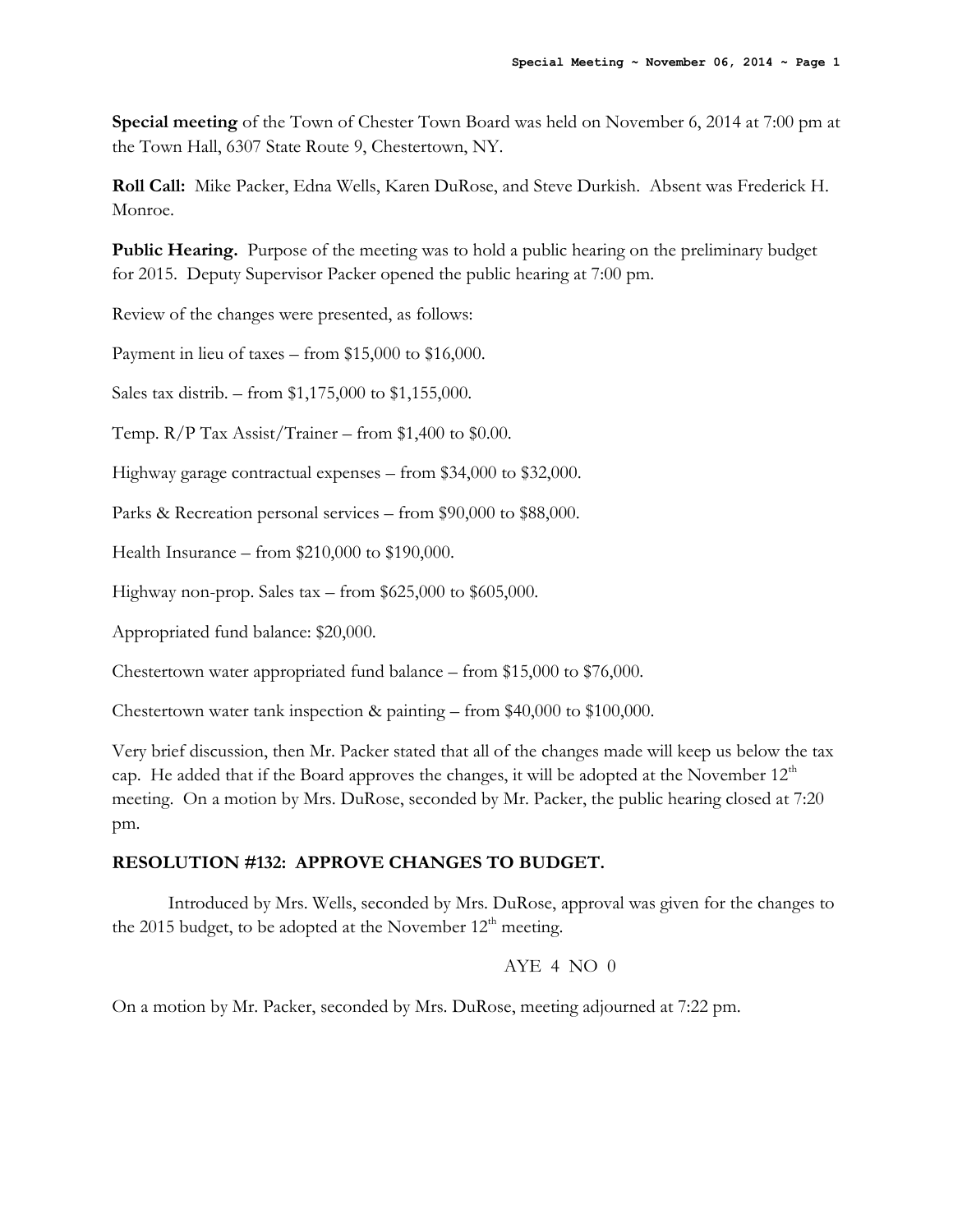**Special meeting** of the Town of Chester Town Board was held on November 6, 2014 at 7:00 pm at the Town Hall, 6307 State Route 9, Chestertown, NY.

**Roll Call:** Mike Packer, Edna Wells, Karen DuRose, and Steve Durkish. Absent was Frederick H. Monroe.

**Public Hearing.** Purpose of the meeting was to hold a public hearing on the preliminary budget for 2015. Deputy Supervisor Packer opened the public hearing at 7:00 pm.

Review of the changes were presented, as follows:

Payment in lieu of taxes – from $15,000 to $16,000.

Sales tax distrib. – from $1,175,000 to $1,155,000.

Temp. R/P Tax Assist/Trainer – from $1,400 to $0.00.

Highway garage contractual expenses – from $34,000 to $32,000.

Parks & Recreation personal services – from $90,000 to $88,000.

Health Insurance – from $210,000 to $190,000.

Highway non-prop. Sales tax – from $625,000 to $605,000.

Appropriated fund balance: $20,000.

Chestertown water appropriated fund balance – from $15,000 to $76,000.

Chestertown water tank inspection & painting – from $40,000 to $100,000.

Very brief discussion, then Mr. Packer stated that all of the changes made will keep us below the tax cap. He added that if the Board approves the changes, it will be adopted at the November 12th meeting. On a motion by Mrs. DuRose, seconded by Mr. Packer, the public hearing closed at 7:20 pm.

**RESOLUTION #132: APPROVE CHANGES TO BUDGET.**

Introduced by Mrs. Wells, seconded by Mrs. DuRose, approval was given for the changes to the 2015 budget, to be adopted at the November 12th meeting.

AYE 4 NO 0

On a motion by Mr. Packer, seconded by Mrs. DuRose, meeting adjourned at 7:22 pm.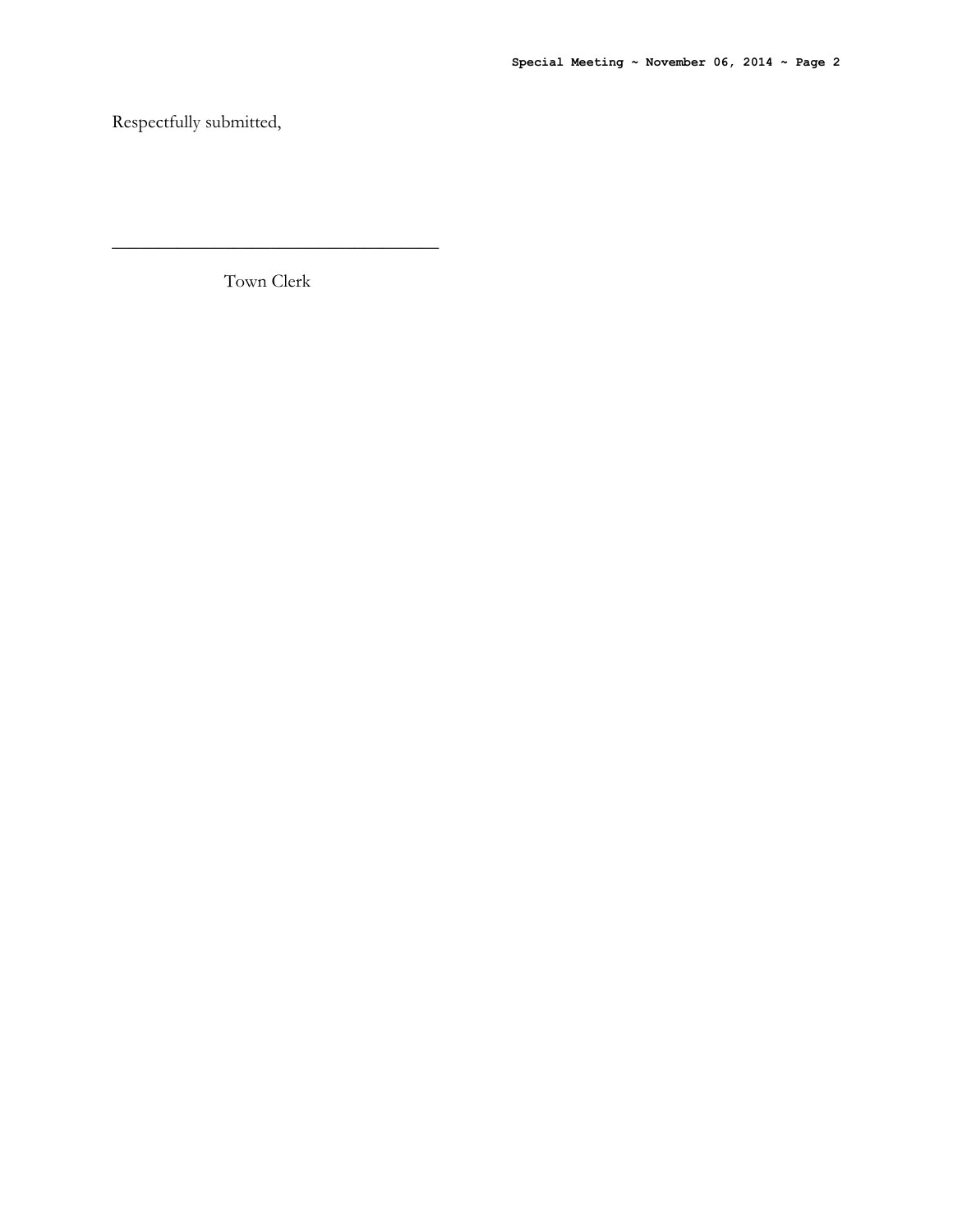Respectfully submitted,

\_\_\_\_\_\_\_\_\_\_\_\_\_\_\_\_\_\_\_\_\_\_\_\_\_\_\_\_\_\_\_\_\_\_\_\_

Town Clerk